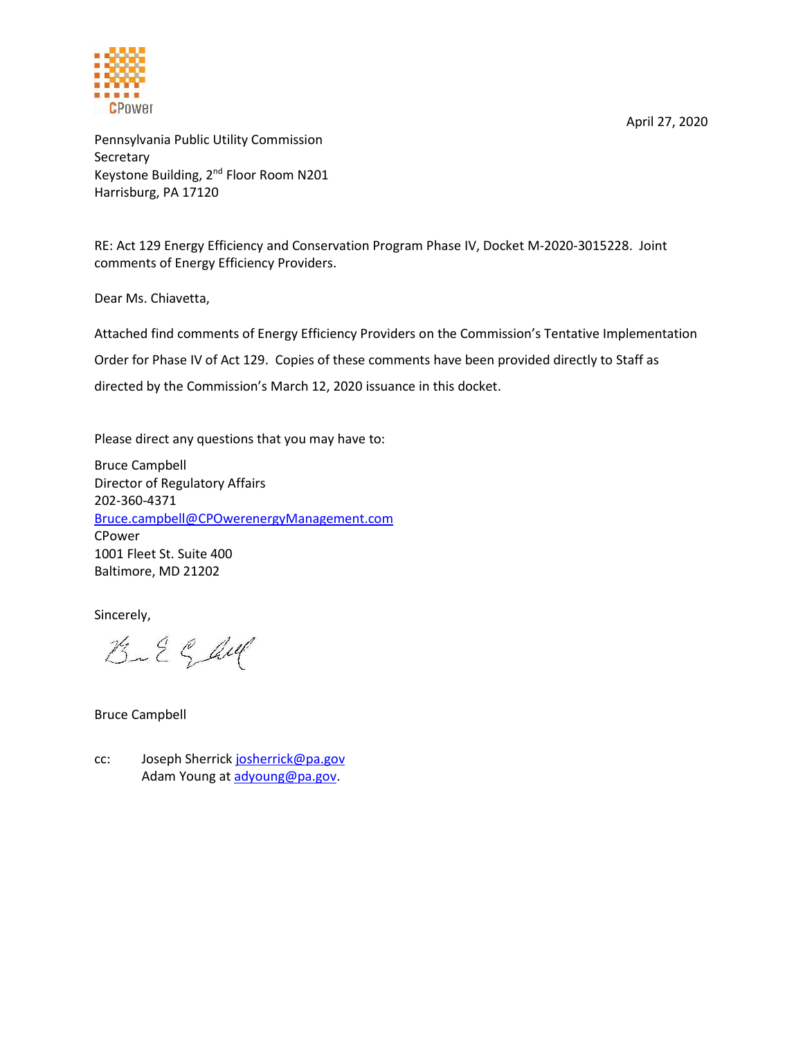CPower

April 27, 2020

Pennsylvania Public Utility Commission
Secretary
Keystone Building, 2nd Floor Room N201
Harrisburg, PA 17120

RE: Act 129 Energy Efficiency and Conservation Program Phase IV, Docket M-2020-3015228. Joint comments of Energy Efficiency Providers.

Dear Ms. Chiavetta,

Attached find comments of Energy Efficiency Providers on the Commission's Tentative Implementation Order for Phase IV of Act 129. Copies of these comments have been provided directly to Staff as directed by the Commission's March 12, 2020 issuance in this docket.

Please direct any questions that you may have to:

Bruce Campbell
Director of Regulatory Affairs
202-360-4371
Bruce.campbell@CPOwerenergyManagement.com
CPower
1001 Fleet St. Suite 400
Baltimore, MD 21202

Sincerely,

Bruce Campbell

cc: Joseph Sherrick josherrick@pa.gov
Adam Young at adyoung@pa.gov.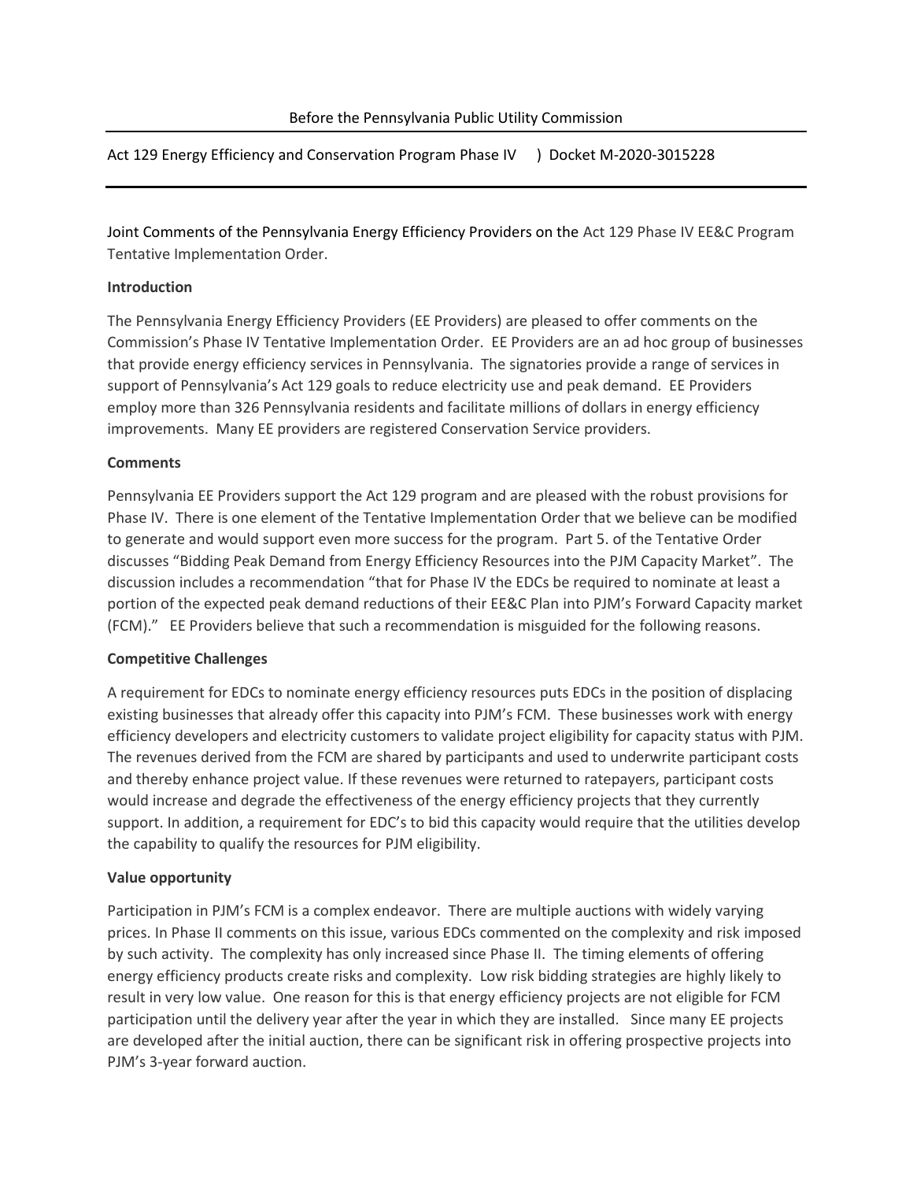Before the Pennsylvania Public Utility Commission

Act 129 Energy Efficiency and Conservation Program Phase IV ) Docket M-2020-3015228

---

Joint Comments of the Pennsylvania Energy Efficiency Providers on the Act 129 Phase IV EE&C Program Tentative Implementation Order.

**Introduction**

The Pennsylvania Energy Efficiency Providers (EE Providers) are pleased to offer comments on the Commission's Phase IV Tentative Implementation Order. EE Providers are an ad hoc group of businesses that provide energy efficiency services in Pennsylvania. The signatories provide a range of services in support of Pennsylvania's Act 129 goals to reduce electricity use and peak demand. EE Providers employ more than 326 Pennsylvania residents and facilitate millions of dollars in energy efficiency improvements. Many EE providers are registered Conservation Service providers.

**Comments**

Pennsylvania EE Providers support the Act 129 program and are pleased with the robust provisions for Phase IV. There is one element of the Tentative Implementation Order that we believe can be modified to generate and would support even more success for the program. Part 5. of the Tentative Order discusses "Bidding Peak Demand from Energy Efficiency Resources into the PJM Capacity Market". The discussion includes a recommendation "that for Phase IV the EDCs be required to nominate at least a portion of the expected peak demand reductions of their EE&C Plan into PJM's Forward Capacity market (FCM)." EE Providers believe that such a recommendation is misguided for the following reasons.

**Competitive Challenges**

A requirement for EDCs to nominate energy efficiency resources puts EDCs in the position of displacing existing businesses that already offer this capacity into PJM's FCM. These businesses work with energy efficiency developers and electricity customers to validate project eligibility for capacity status with PJM. The revenues derived from the FCM are shared by participants and used to underwrite participant costs and thereby enhance project value. If these revenues were returned to ratepayers, participant costs would increase and degrade the effectiveness of the energy efficiency projects that they currently support. In addition, a requirement for EDC's to bid this capacity would require that the utilities develop the capability to qualify the resources for PJM eligibility.

**Value opportunity**

Participation in PJM's FCM is a complex endeavor. There are multiple auctions with widely varying prices. In Phase II comments on this issue, various EDCs commented on the complexity and risk imposed by such activity. The complexity has only increased since Phase II. The timing elements of offering energy efficiency products create risks and complexity. Low risk bidding strategies are highly likely to result in very low value. One reason for this is that energy efficiency projects are not eligible for FCM participation until the delivery year after the year in which they are installed. Since many EE projects are developed after the initial auction, there can be significant risk in offering prospective projects into PJM's 3-year forward auction.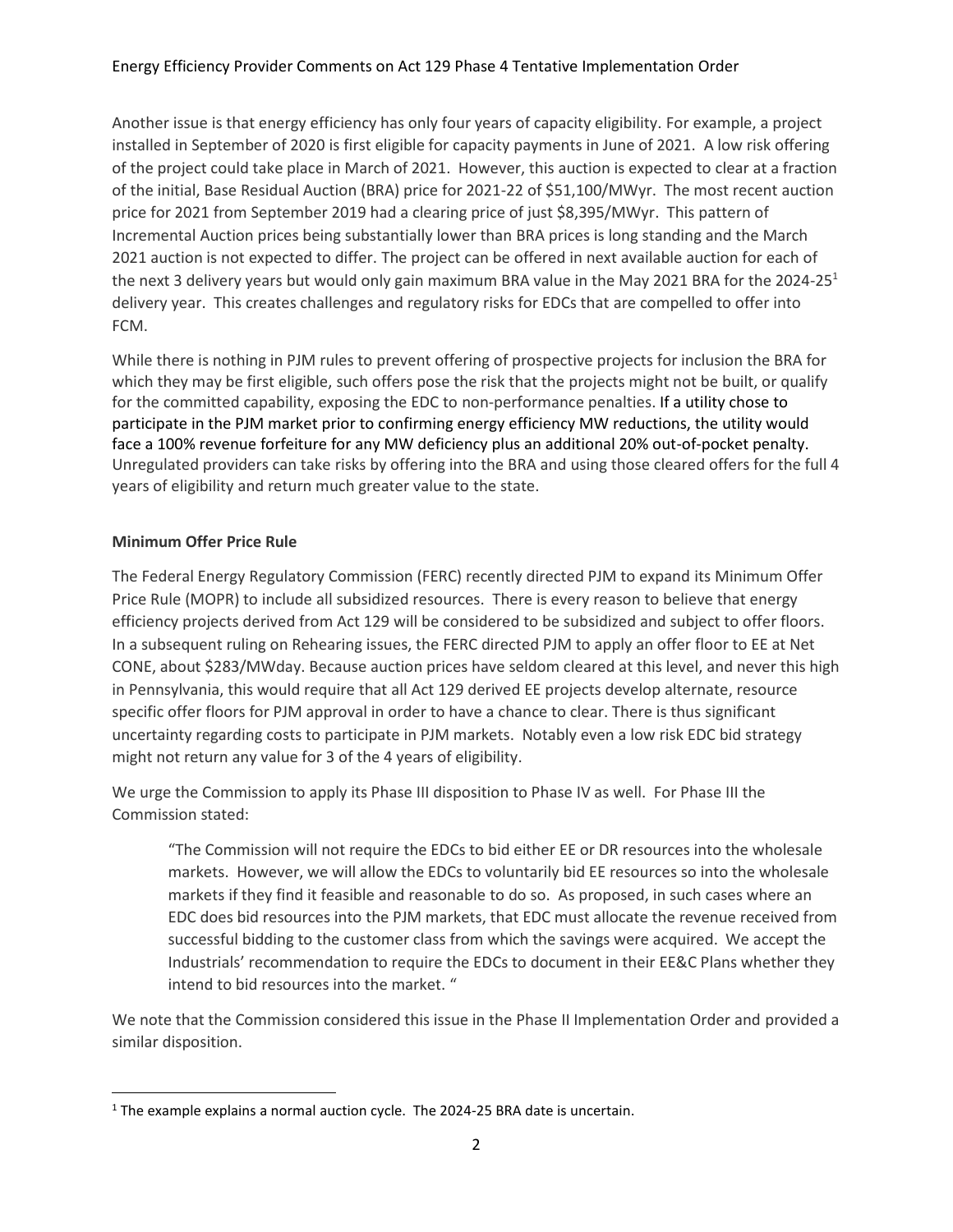Another issue is that energy efficiency has only four years of capacity eligibility. For example, a project installed in September of 2020 is first eligible for capacity payments in June of 2021. A low risk offering of the project could take place in March of 2021. However, this auction is expected to clear at a fraction of the initial, Base Residual Auction (BRA) price for 2021-22 of $51,100/MWyr. The most recent auction price for 2021 from September 2019 had a clearing price of just $8,395/MWyr. This pattern of Incremental Auction prices being substantially lower than BRA prices is long standing and the March 2021 auction is not expected to differ. The project can be offered in next available auction for each of the next 3 delivery years but would only gain maximum BRA value in the May 2021 BRA for the 2024-25[1] delivery year. This creates challenges and regulatory risks for EDCs that are compelled to offer into FCM.

While there is nothing in PJM rules to prevent offering of prospective projects for inclusion the BRA for which they may be first eligible, such offers pose the risk that the projects might not be built, or qualify for the committed capability, exposing the EDC to non-performance penalties. If a utility chose to participate in the PJM market prior to confirming energy efficiency MW reductions, the utility would face a 100% revenue forfeiture for any MW deficiency plus an additional 20% out-of-pocket penalty. Unregulated providers can take risks by offering into the BRA and using those cleared offers for the full 4 years of eligibility and return much greater value to the state.

**Minimum Offer Price Rule**

The Federal Energy Regulatory Commission (FERC) recently directed PJM to expand its Minimum Offer Price Rule (MOPR) to include all subsidized resources. There is every reason to believe that energy efficiency projects derived from Act 129 will be considered to be subsidized and subject to offer floors. In a subsequent ruling on Rehearing issues, the FERC directed PJM to apply an offer floor to EE at Net CONE, about $283/MWday. Because auction prices have seldom cleared at this level, and never this high in Pennsylvania, this would require that all Act 129 derived EE projects develop alternate, resource specific offer floors for PJM approval in order to have a chance to clear. There is thus significant uncertainty regarding costs to participate in PJM markets. Notably even a low risk EDC bid strategy might not return any value for 3 of the 4 years of eligibility.

We urge the Commission to apply its Phase III disposition to Phase IV as well. For Phase III the Commission stated:

> "The Commission will not require the EDCs to bid either EE or DR resources into the wholesale markets. However, we will allow the EDCs to voluntarily bid EE resources so into the wholesale markets if they find it feasible and reasonable to do so. As proposed, in such cases where an EDC does bid resources into the PJM markets, that EDC must allocate the revenue received from successful bidding to the customer class from which the savings were acquired. We accept the Industrials' recommendation to require the EDCs to document in their EE&C Plans whether they intend to bid resources into the market. "

We note that the Commission considered this issue in the Phase II Implementation Order and provided a similar disposition.

[1] The example explains a normal auction cycle. The 2024-25 BRA date is uncertain.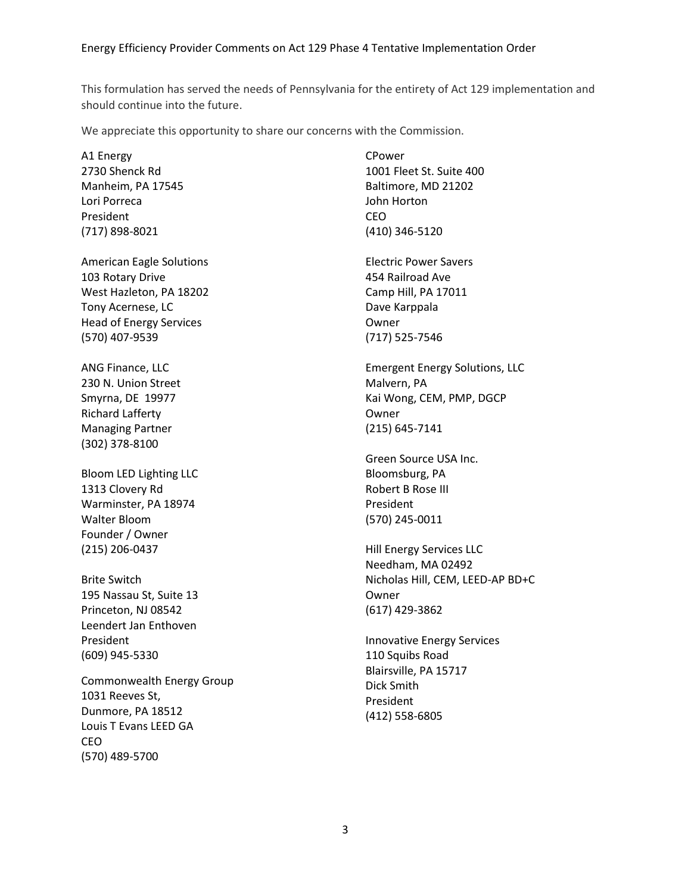This formulation has served the needs of Pennsylvania for the entirety of Act 129 implementation and should continue into the future.

We appreciate this opportunity to share our concerns with the Commission.

A1 Energy
2730 Shenck Rd
Manheim, PA 17545
Lori Porreca
President
(717) 898-8021

American Eagle Solutions
103 Rotary Drive
West Hazleton, PA 18202
Tony Acernese, LC
Head of Energy Services
(570) 407-9539

ANG Finance, LLC
230 N. Union Street
Smyrna, DE 19977
Richard Lafferty
Managing Partner
(302) 378-8100

Bloom LED Lighting LLC
1313 Clovery Rd
Warminster, PA 18974
Walter Bloom
Founder / Owner
(215) 206-0437

Brite Switch
195 Nassau St, Suite 13
Princeton, NJ 08542
Leendert Jan Enthoven
President
(609) 945-5330

Commonwealth Energy Group
1031 Reeves St,
Dunmore, PA 18512
Louis T Evans LEED GA
CEO
(570) 489-5700

CPower
1001 Fleet St. Suite 400
Baltimore, MD 21202
John Horton
CEO
(410) 346-5120

Electric Power Savers
454 Railroad Ave
Camp Hill, PA 17011
Dave Karppala
Owner
(717) 525-7546

Emergent Energy Solutions, LLC
Malvern, PA
Kai Wong, CEM, PMP, DGCP
Owner
(215) 645-7141

Green Source USA Inc.
Bloomsburg, PA
Robert B Rose III
President
(570) 245-0011

Hill Energy Services LLC
Needham, MA 02492
Nicholas Hill, CEM, LEED-AP BD+C
Owner
(617) 429-3862

Innovative Energy Services
110 Squibs Road
Blairsville, PA 15717
Dick Smith
President
(412) 558-6805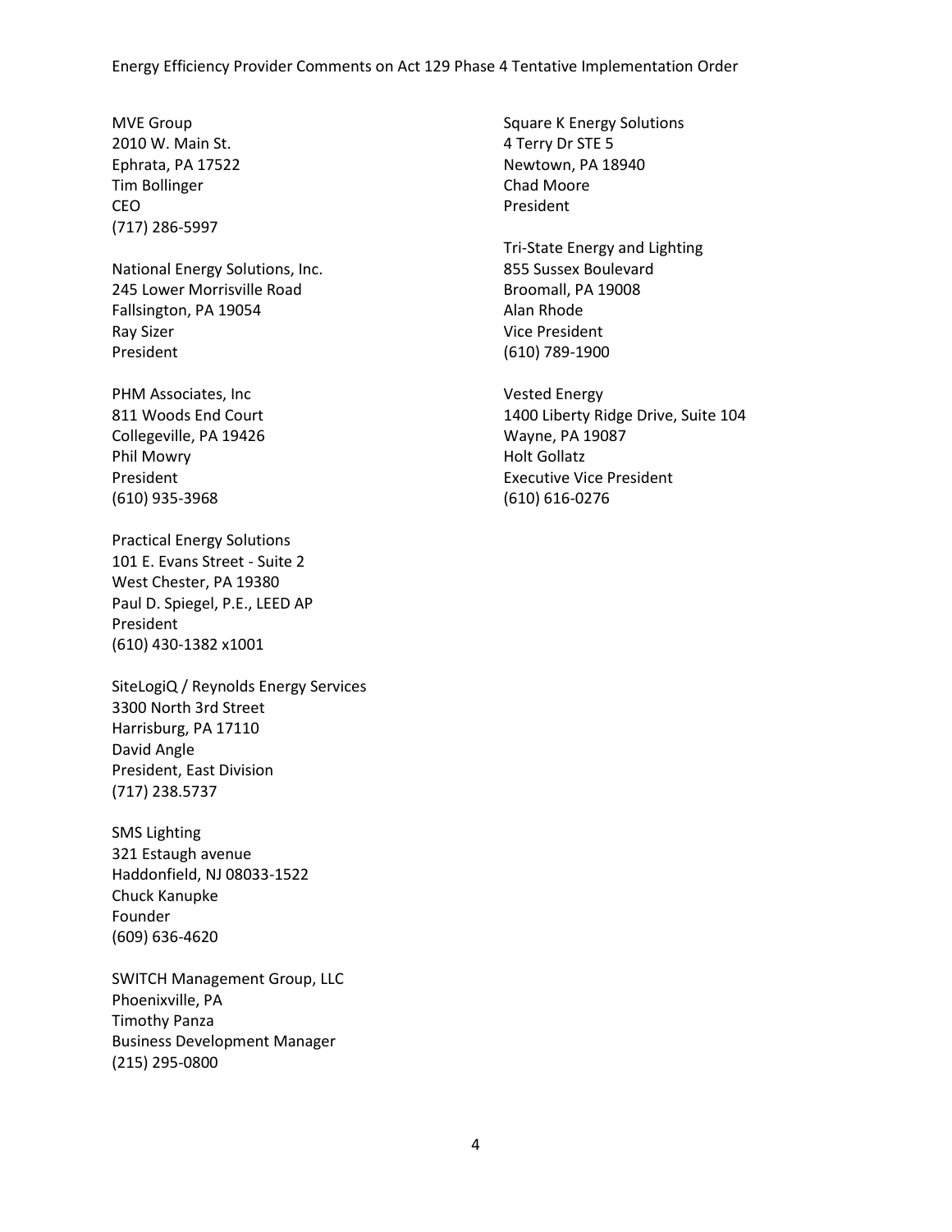MVE Group
2010 W. Main St.
Ephrata, PA 17522
Tim Bollinger
CEO
(717) 286-5997

National Energy Solutions, Inc.
245 Lower Morrisville Road
Fallsington, PA 19054
Ray Sizer
President

PHM Associates, Inc
811 Woods End Court
Collegeville, PA 19426
Phil Mowry
President
(610) 935-3968

Practical Energy Solutions
101 E. Evans Street - Suite 2
West Chester, PA 19380
Paul D. Spiegel, P.E., LEED AP
President
(610) 430-1382 x1001

SiteLogiQ / Reynolds Energy Services
3300 North 3rd Street
Harrisburg, PA 17110
David Angle
President, East Division
(717) 238.5737

SMS Lighting
321 Estaugh avenue
Haddonfield, NJ 08033-1522
Chuck Kanupke
Founder
(609) 636-4620

SWITCH Management Group, LLC
Phoenixville, PA
Timothy Panza
Business Development Manager
(215) 295-0800

Square K Energy Solutions
4 Terry Dr STE 5
Newtown, PA 18940
Chad Moore
President

Tri-State Energy and Lighting
855 Sussex Boulevard
Broomall, PA 19008
Alan Rhode
Vice President
(610) 789-1900

Vested Energy
1400 Liberty Ridge Drive, Suite 104
Wayne, PA 19087
Holt Gollatz
Executive Vice President
(610) 616-0276